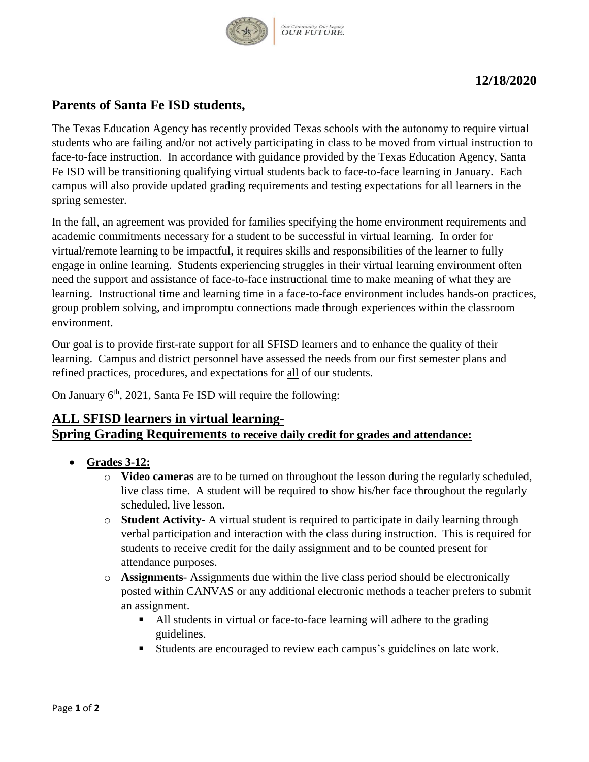Our Community. Our Legacy. OUR FUTURE.

**12/18/2020**

## Parents of Santa Fe ISD students,

The Texas Education Agency has recently provided Texas schools with the autonomy to require virtual students who are failing and/or not actively participating in class to be moved from virtual instruction to face-to-face instruction. In accordance with guidance provided by the Texas Education Agency, Santa Fe ISD will be transitioning qualifying virtual students back to face-to-face learning in January. Each campus will also provide updated grading requirements and testing expectations for all learners in the spring semester.

In the fall, an agreement was provided for families specifying the home environment requirements and academic commitments necessary for a student to be successful in virtual learning. In order for virtual/remote learning to be impactful, it requires skills and responsibilities of the learner to fully engage in online learning. Students experiencing struggles in their virtual learning environment often need the support and assistance of face-to-face instructional time to make meaning of what they are learning. Instructional time and learning time in a face-to-face environment includes hands-on practices, group problem solving, and impromptu connections made through experiences within the classroom environment.

Our goal is to provide first-rate support for all SFISD learners and to enhance the quality of their learning. Campus and district personnel have assessed the needs from our first semester plans and refined practices, procedures, and expectations for all of our students.

On January 6th, 2021, Santa Fe ISD will require the following:

## ALL SFISD learners in virtual learning- Spring Grading Requirements to receive daily credit for grades and attendance:

- **Grades 3-12:**
  - **Video cameras** are to be turned on throughout the lesson during the regularly scheduled, live class time. A student will be required to show his/her face throughout the regularly scheduled, live lesson.
  - **Student Activity**- A virtual student is required to participate in daily learning through verbal participation and interaction with the class during instruction. This is required for students to receive credit for the daily assignment and to be counted present for attendance purposes.
  - **Assignments**- Assignments due within the live class period should be electronically posted within CANVAS or any additional electronic methods a teacher prefers to submit an assignment.
    - All students in virtual or face-to-face learning will adhere to the grading guidelines.
    - Students are encouraged to review each campus's guidelines on late work.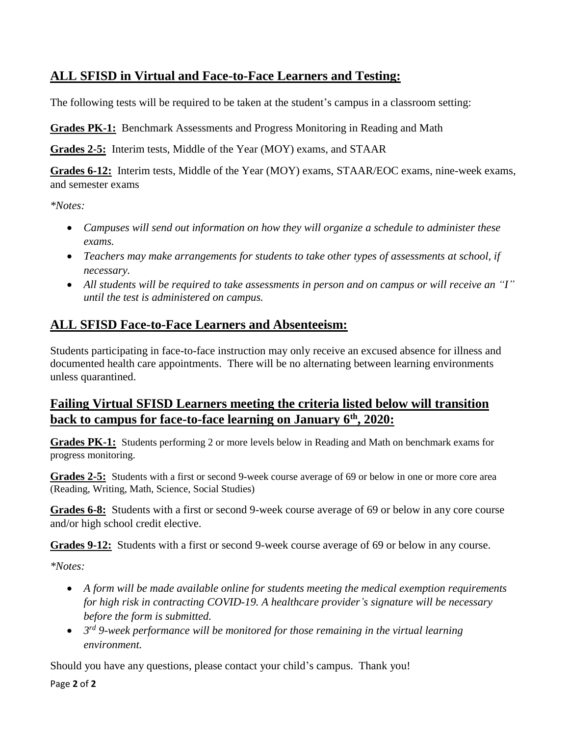## ALL SFISD in Virtual and Face-to-Face Learners and Testing:

The following tests will be required to be taken at the student's campus in a classroom setting:

**Grades PK-1:** Benchmark Assessments and Progress Monitoring in Reading and Math

**Grades 2-5:** Interim tests, Middle of the Year (MOY) exams, and STAAR

**Grades 6-12:** Interim tests, Middle of the Year (MOY) exams, STAAR/EOC exams, nine-week exams, and semester exams

*\*Notes:*

- *Campuses will send out information on how they will organize a schedule to administer these exams.*
- *Teachers may make arrangements for students to take other types of assessments at school, if necessary.*
- *All students will be required to take assessments in person and on campus or will receive an "I" until the test is administered on campus.*

## ALL SFISD Face-to-Face Learners and Absenteeism:

Students participating in face-to-face instruction may only receive an excused absence for illness and documented health care appointments. There will be no alternating between learning environments unless quarantined.

## Failing Virtual SFISD Learners meeting the criteria listed below will transition back to campus for face-to-face learning on January 6th, 2020:

**Grades PK-1:** Students performing 2 or more levels below in Reading and Math on benchmark exams for progress monitoring.

**Grades 2-5:** Students with a first or second 9-week course average of 69 or below in one or more core area (Reading, Writing, Math, Science, Social Studies)

**Grades 6-8:** Students with a first or second 9-week course average of 69 or below in any core course and/or high school credit elective.

**Grades 9-12:** Students with a first or second 9-week course average of 69 or below in any course.

*\*Notes:*

- *A form will be made available online for students meeting the medical exemption requirements for high risk in contracting COVID-19. A healthcare provider's signature will be necessary before the form is submitted.*
- *3rd 9-week performance will be monitored for those remaining in the virtual learning environment.*

Should you have any questions, please contact your child's campus. Thank you!